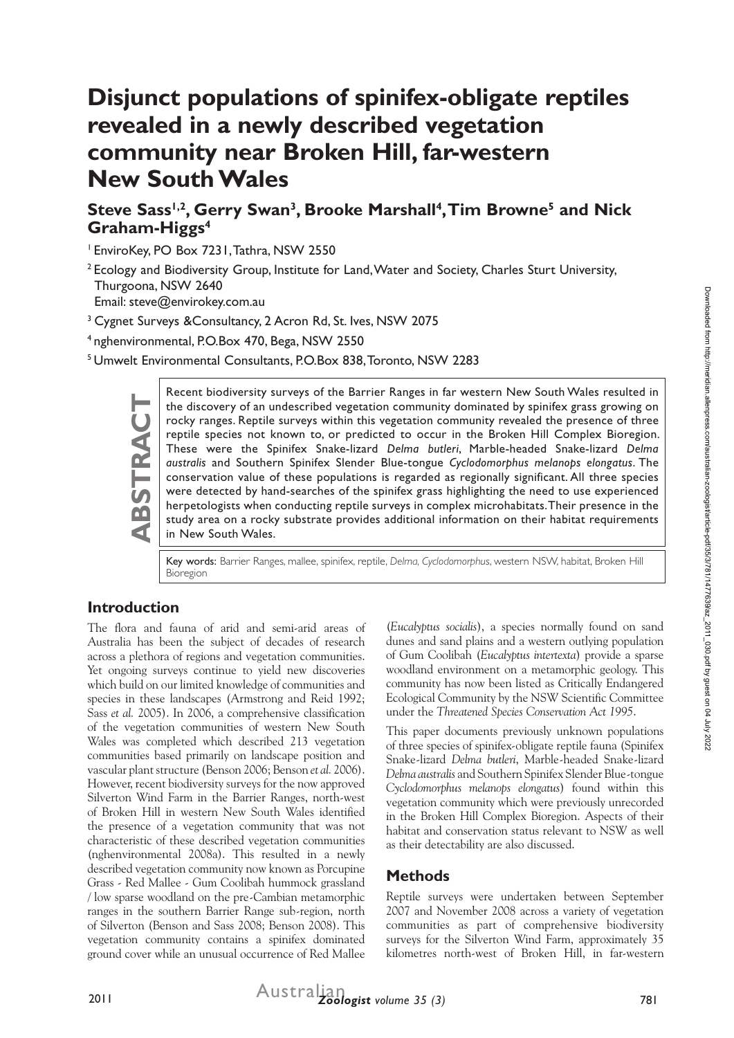# Disjunct populations of spinifex-obligate reptiles revealed in a newly described vegetation community near Broken Hill, far-western New South Wales

**Steve Sass[1,2], Gerry Swan[3], Brooke Marshall[4], Tim Browne[5] and Nick Graham-Higgs[4]**

[1] EnviroKey, PO Box 7231, Tathra, NSW 2550

[2] Ecology and Biodiversity Group, Institute for Land, Water and Society, Charles Sturt University, Thurgoona, NSW 2640
Email: steve@envirokey.com.au

[3] Cygnet Surveys &Consultancy, 2 Acron Rd, St. Ives, NSW 2075

[4] nghenvironmental, P.O.Box 470, Bega, NSW 2550

[5] Umwelt Environmental Consultants, P.O.Box 838, Toronto, NSW 2283

## ABSTRACT

Recent biodiversity surveys of the Barrier Ranges in far western New South Wales resulted in the discovery of an undescribed vegetation community dominated by spinifex grass growing on rocky ranges. Reptile surveys within this vegetation community revealed the presence of three reptile species not known to, or predicted to occur in the Broken Hill Complex Bioregion. These were the Spinifex Snake-lizard *Delma butleri*, Marble-headed Snake-lizard *Delma australis* and Southern Spinifex Slender Blue-tongue *Cyclodomorphus melanops elongatus*. The conservation value of these populations is regarded as regionally significant. All three species were detected by hand-searches of the spinifex grass highlighting the need to use experienced herpetologists when conducting reptile surveys in complex microhabitats. Their presence in the study area on a rocky substrate provides additional information on their habitat requirements in New South Wales.

Key words: Barrier Ranges, mallee, spinifex, reptile, *Delma*, *Cyclodomorphus*, western NSW, habitat, Broken Hill Bioregion

## Introduction

The flora and fauna of arid and semi-arid areas of Australia has been the subject of decades of research across a plethora of regions and vegetation communities. Yet ongoing surveys continue to yield new discoveries which build on our limited knowledge of communities and species in these landscapes (Armstrong and Reid 1992; Sass *et al.* 2005). In 2006, a comprehensive classification of the vegetation communities of western New South Wales was completed which described 213 vegetation communities based primarily on landscape position and vascular plant structure (Benson 2006; Benson *et al.* 2006). However, recent biodiversity surveys for the now approved Silverton Wind Farm in the Barrier Ranges, north-west of Broken Hill in western New South Wales identified the presence of a vegetation community that was not characteristic of these described vegetation communities (nghenvironmental 2008a). This resulted in a newly described vegetation community now known as Porcupine Grass - Red Mallee - Gum Coolibah hummock grassland / low sparse woodland on the pre-Cambian metamorphic ranges in the southern Barrier Range sub-region, north of Silverton (Benson and Sass 2008; Benson 2008). This vegetation community contains a spinifex dominated ground cover while an unusual occurrence of Red Mallee (*Eucalyptus socialis*), a species normally found on sand dunes and sand plains and a western outlying population of Gum Coolibah (*Eucalyptus intertexta*) provide a sparse woodland environment on a metamorphic geology. This community has now been listed as Critically Endangered Ecological Community by the NSW Scientific Committee under the *Threatened Species Conservation Act 1995*.

This paper documents previously unknown populations of three species of spinifex-obligate reptile fauna (Spinifex Snake-lizard *Delma butleri*, Marble-headed Snake-lizard *Delma australis* and Southern Spinifex Slender Blue-tongue *Cyclodomorphus melanops elongatus*) found within this vegetation community which were previously unrecorded in the Broken Hill Complex Bioregion. Aspects of their habitat and conservation status relevant to NSW as well as their detectability are also discussed.

## Methods

Reptile surveys were undertaken between September 2007 and November 2008 across a variety of vegetation communities as part of comprehensive biodiversity surveys for the Silverton Wind Farm, approximately 35 kilometres north-west of Broken Hill, in far-western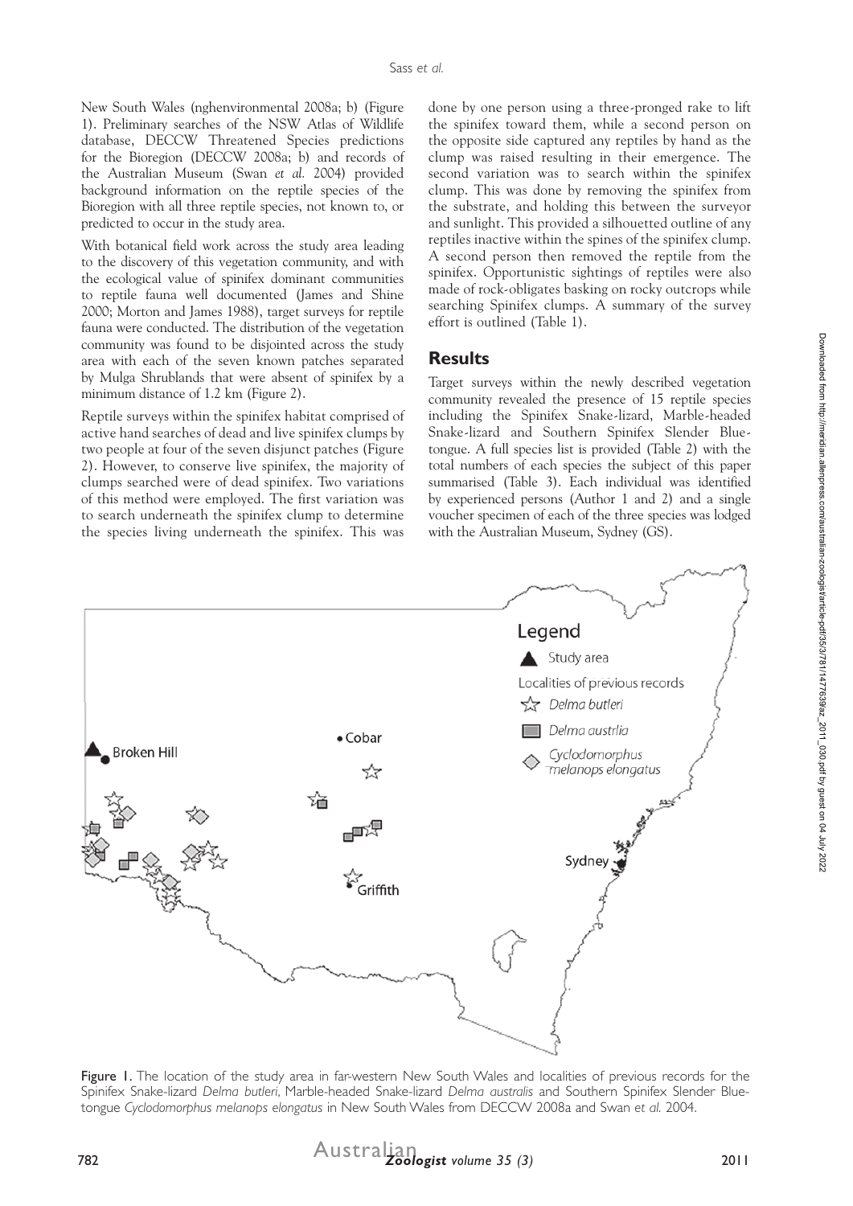New South Wales (nghenvironmental 2008a; b) (Figure 1). Preliminary searches of the NSW Atlas of Wildlife database, DECCW Threatened Species predictions for the Bioregion (DECCW 2008a; b) and records of the Australian Museum (Swan *et al.* 2004) provided background information on the reptile species of the Bioregion with all three reptile species, not known to, or predicted to occur in the study area.

With botanical field work across the study area leading to the discovery of this vegetation community, and with the ecological value of spinifex dominant communities to reptile fauna well documented (James and Shine 2000; Morton and James 1988), target surveys for reptile fauna were conducted. The distribution of the vegetation community was found to be disjointed across the study area with each of the seven known patches separated by Mulga Shrublands that were absent of spinifex by a minimum distance of 1.2 km (Figure 2).

Reptile surveys within the spinifex habitat comprised of active hand searches of dead and live spinifex clumps by two people at four of the seven disjunct patches (Figure 2). However, to conserve live spinifex, the majority of clumps searched were of dead spinifex. Two variations of this method were employed. The first variation was to search underneath the spinifex clump to determine the species living underneath the spinifex. This was done by one person using a three-pronged rake to lift the spinifex toward them, while a second person on the opposite side captured any reptiles by hand as the clump was raised resulting in their emergence. The second variation was to search within the spinifex clump. This was done by removing the spinifex from the substrate, and holding this between the surveyor and sunlight. This provided a silhouetted outline of any reptiles inactive within the spines of the spinifex clump. A second person then removed the reptile from the spinifex. Opportunistic sightings of reptiles were also made of rock-obligates basking on rocky outcrops while searching Spinifex clumps. A summary of the survey effort is outlined (Table 1).

## Results

Target surveys within the newly described vegetation community revealed the presence of 15 reptile species including the Spinifex Snake-lizard, Marble-headed Snake-lizard and Southern Spinifex Slender Blue-tongue. A full species list is provided (Table 2) with the total numbers of each species the subject of this paper summarised (Table 3). Each individual was identified by experienced persons (Author 1 and 2) and a single voucher specimen of each of the three species was lodged with the Australian Museum, Sydney (GS).

**Figure 1.** The location of the study area in far-western New South Wales and localities of previous records for the Spinifex Snake-lizard *Delma butleri*, Marble-headed Snake-lizard *Delma australis* and Southern Spinifex Slender Blue-tongue *Cyclodomorphus melanops elongatus* in New South Wales from DECCW 2008a and Swan *et al.* 2004.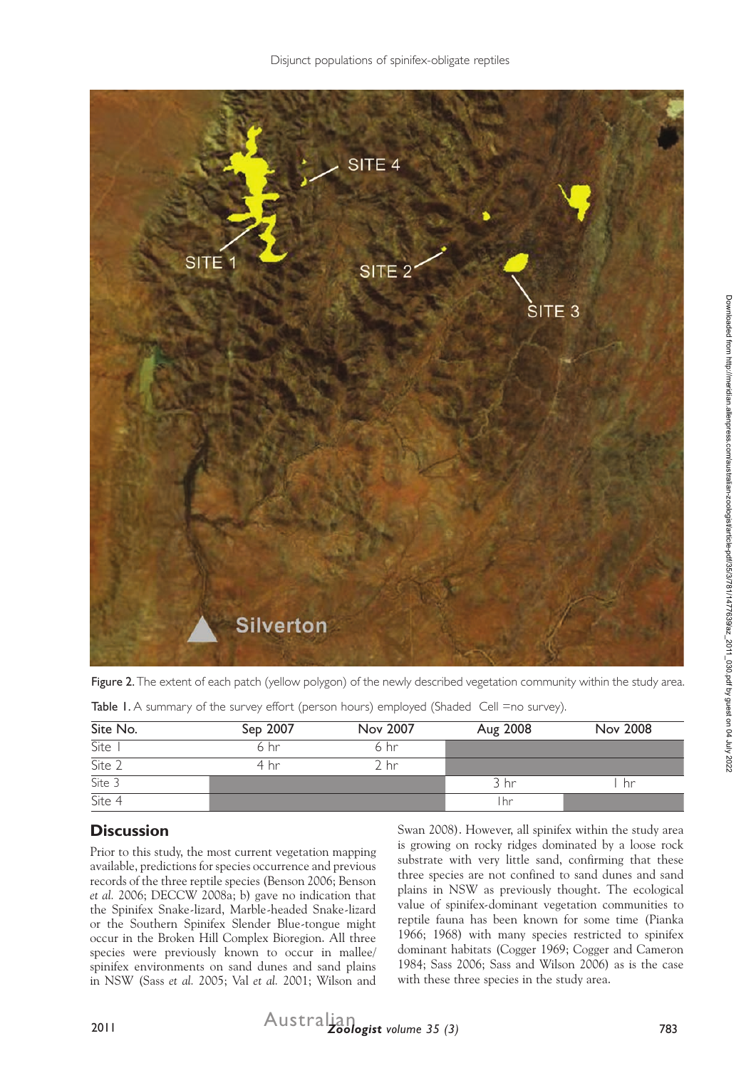Figure 2. The extent of each patch (yellow polygon) of the newly described vegetation community within the study area.

Table 1. A summary of the survey effort (person hours) employed (Shaded Cell =no survey).

| Site No. | Sep 2007 | Nov 2007 | Aug 2008 | Nov 2008 |
|---|---|---|---|---|
| Site 1 | 6 hr | 6 hr | | |
| Site 2 | 4 hr | 2 hr | | |
| Site 3 | | | 3 hr | 1 hr |
| Site 4 | | | 1hr | |

## Discussion

Prior to this study, the most current vegetation mapping available, predictions for species occurrence and previous records of the three reptile species (Benson 2006; Benson *et al.* 2006; DECCW 2008a; b) gave no indication that the Spinifex Snake-lizard, Marble-headed Snake-lizard or the Southern Spinifex Slender Blue-tongue might occur in the Broken Hill Complex Bioregion. All three species were previously known to occur in mallee/spinifex environments on sand dunes and sand plains in NSW (Sass *et al.* 2005; Val *et al.* 2001; Wilson and Swan 2008). However, all spinifex within the study area is growing on rocky ridges dominated by a loose rock substrate with very little sand, confirming that these three species are not confined to sand dunes and sand plains in NSW as previously thought. The ecological value of spinifex-dominant vegetation communities to reptile fauna has been known for some time (Pianka 1966; 1968) with many species restricted to spinifex dominant habitats (Cogger 1969; Cogger and Cameron 1984; Sass 2006; Sass and Wilson 2006) as is the case with these three species in the study area.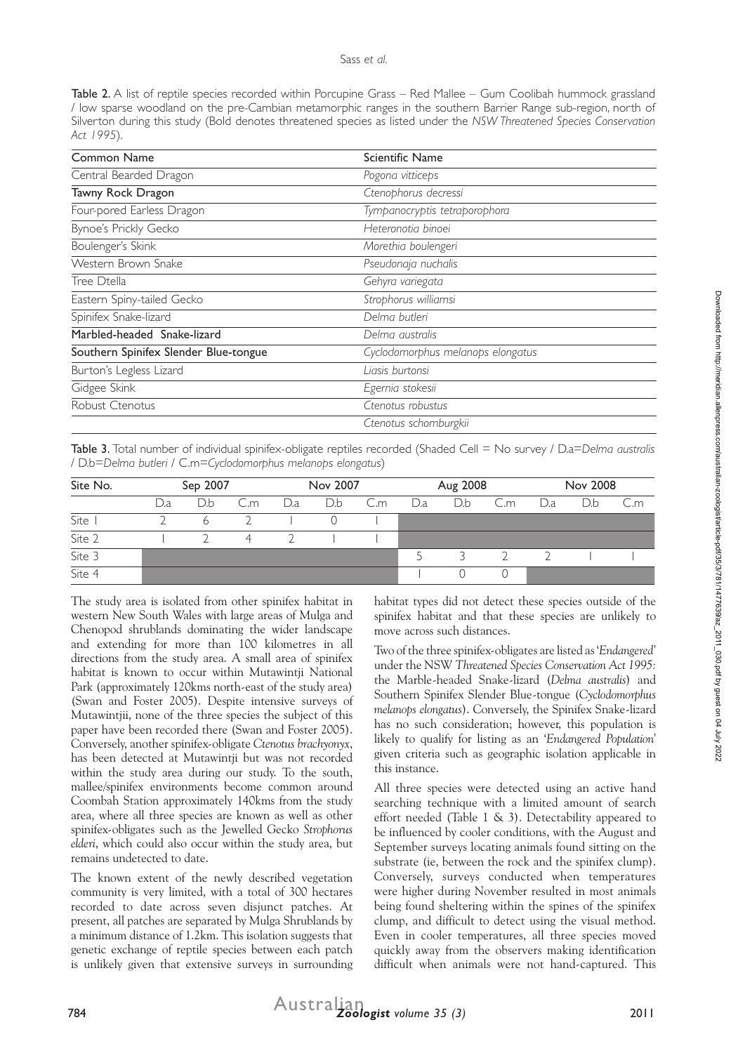**Table 2.** A list of reptile species recorded within Porcupine Grass – Red Mallee – Gum Coolibah hummock grassland / low sparse woodland on the pre-Cambian metamorphic ranges in the southern Barrier Range sub-region, north of Silverton during this study (Bold denotes threatened species as listed under the *NSW Threatened Species Conservation Act 1995*).

| Common Name | Scientific Name |
|---|---|
| Central Bearded Dragon | *Pogona vitticeps* |
| **Tawny Rock Dragon** | *Ctenophorus decressi* |
| Four-pored Earless Dragon | *Tympanocryptis tetraporophora* |
| Bynoe's Prickly Gecko | *Heteronotia binoei* |
| Boulenger's Skink | *Morethia boulengeri* |
| Western Brown Snake | *Pseudonaja nuchalis* |
| Tree Dtella | *Gehyra variegata* |
| Eastern Spiny-tailed Gecko | *Strophorus williamsi* |
| Spinifex Snake-lizard | *Delma butleri* |
| **Marbled-headed Snake-lizard** | *Delma australis* |
| **Southern Spinifex Slender Blue-tongue** | *Cyclodomorphus melanops elongatus* |
| Burton's Legless Lizard | *Liasis burtonsi* |
| Gidgee Skink | *Egernia stokesii* |
| Robust Ctenotus | *Ctenotus robustus* |
| | *Ctenotus schomburgkii* |

**Table 3.** Total number of individual spinifex-obligate reptiles recorded (Shaded Cell = No survey / D.a=*Delma australis* / D.b=*Delma butleri* / C.m=*Cyclodomorphus melanops elongatus*)

| Site No. | Sep 2007 | | | Nov 2007 | | | Aug 2008 | | | Nov 2008 | | |
|---|---|---|---|---|---|---|---|---|---|---|---|---|
| | D.a | D.b | C.m | D.a | D.b | C.m | D.a | D.b | C.m | D.a | D.b | C.m |
| Site 1 | 2 | 6 | 2 | 1 | 0 | 1 | | | | | | |
| Site 2 | 1 | 2 | 4 | 2 | 1 | 1 | | | | | | |
| Site 3 | | | | | | | 5 | 3 | 2 | 2 | 1 | 1 |
| Site 4 | | | | | | | 1 | 0 | 0 | | | |

The study area is isolated from other spinifex habitat in western New South Wales with large areas of Mulga and Chenopod shrublands dominating the wider landscape and extending for more than 100 kilometres in all directions from the study area. A small area of spinifex habitat is known to occur within Mutawintji National Park (approximately 120kms north-east of the study area) (Swan and Foster 2005). Despite intensive surveys of Mutawintjii, none of the three species the subject of this paper have been recorded there (Swan and Foster 2005). Conversely, another spinifex-obligate *Ctenotus brachyonyx*, has been detected at Mutawintji but was not recorded within the study area during our study. To the south, mallee/spinifex environments become common around Coombah Station approximately 140kms from the study area, where all three species are known as well as other spinifex-obligates such as the Jewelled Gecko *Strophorus elderi*, which could also occur within the study area, but remains undetected to date.

The known extent of the newly described vegetation community is very limited, with a total of 300 hectares recorded to date across seven disjunct patches. At present, all patches are separated by Mulga Shrublands by a minimum distance of 1.2km. This isolation suggests that genetic exchange of reptile species between each patch is unlikely given that extensive surveys in surrounding habitat types did not detect these species outside of the spinifex habitat and that these species are unlikely to move across such distances.

Two of the three spinifex-obligates are listed as '*Endangered*' under the NSW *Threatened Species Conservation Act 1995*: the Marble-headed Snake-lizard (*Delma australis*) and Southern Spinifex Slender Blue-tongue (*Cyclodomorphus melanops elongatus*). Conversely, the Spinifex Snake-lizard has no such consideration; however, this population is likely to qualify for listing as an '*Endangered Population*' given criteria such as geographic isolation applicable in this instance.

All three species were detected using an active hand searching technique with a limited amount of search effort needed (Table 1 & 3). Detectability appeared to be influenced by cooler conditions, with the August and September surveys locating animals found sitting on the substrate (ie, between the rock and the spinifex clump). Conversely, surveys conducted when temperatures were higher during November resulted in most animals being found sheltering within the spines of the spinifex clump, and difficult to detect using the visual method. Even in cooler temperatures, all three species moved quickly away from the observers making identification difficult when animals were not hand-captured. This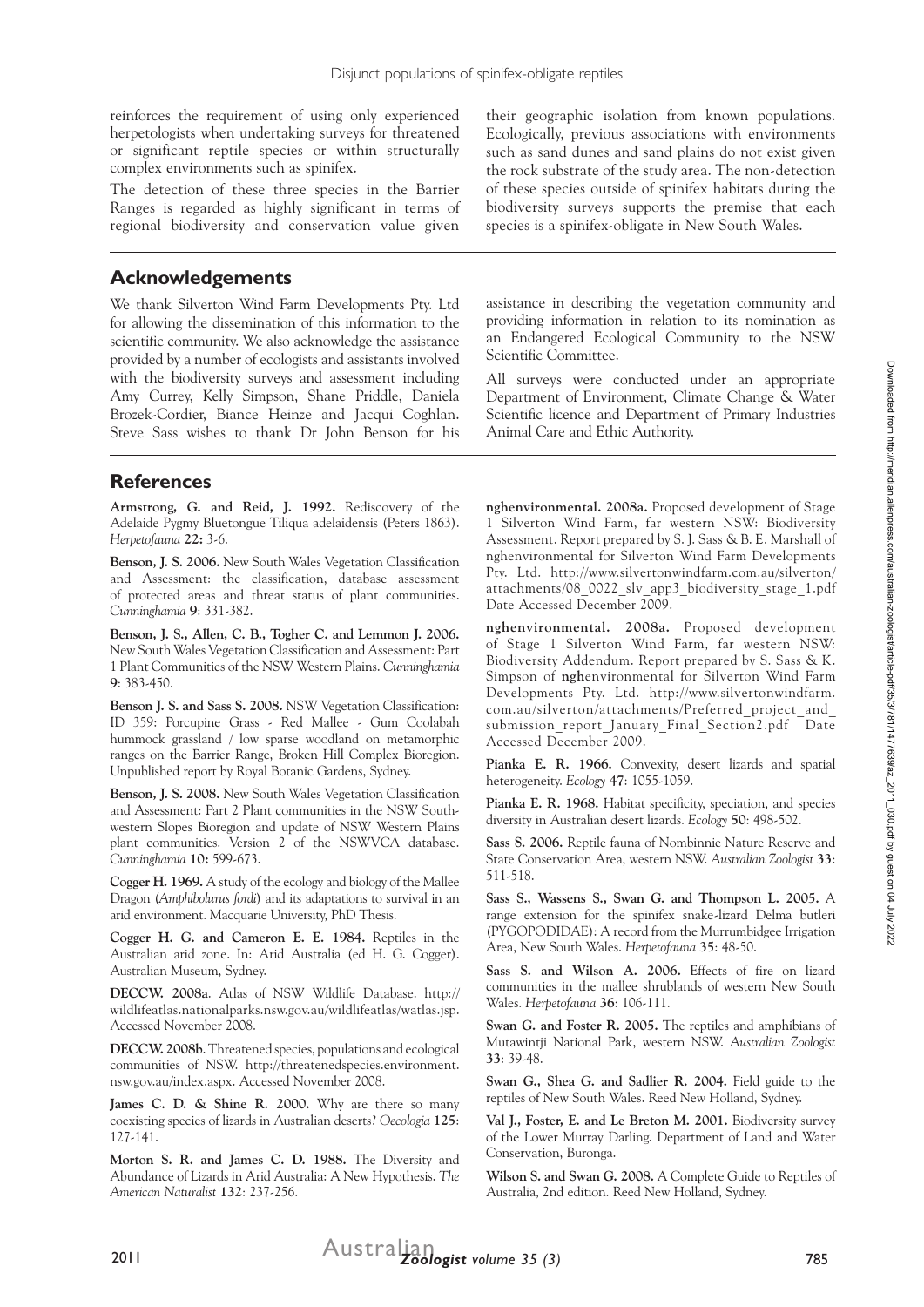reinforces the requirement of using only experienced herpetologists when undertaking surveys for threatened or significant reptile species or within structurally complex environments such as spinifex.

The detection of these three species in the Barrier Ranges is regarded as highly significant in terms of regional biodiversity and conservation value given their geographic isolation from known populations. Ecologically, previous associations with environments such as sand dunes and sand plains do not exist given the rock substrate of the study area. The non-detection of these species outside of spinifex habitats during the biodiversity surveys supports the premise that each species is a spinifex-obligate in New South Wales.

## Acknowledgements

We thank Silverton Wind Farm Developments Pty. Ltd for allowing the dissemination of this information to the scientific community. We also acknowledge the assistance provided by a number of ecologists and assistants involved with the biodiversity surveys and assessment including Amy Currey, Kelly Simpson, Shane Priddle, Daniela Brozek-Cordier, Biance Heinze and Jacqui Coghlan. Steve Sass wishes to thank Dr John Benson for his assistance in describing the vegetation community and providing information in relation to its nomination as an Endangered Ecological Community to the NSW Scientific Committee.

All surveys were conducted under an appropriate Department of Environment, Climate Change & Water Scientific licence and Department of Primary Industries Animal Care and Ethic Authority.

## References

**Armstrong, G. and Reid, J. 1992.** Rediscovery of the Adelaide Pygmy Bluetongue Tiliqua adelaidensis (Peters 1863). *Herpetofauna* **22:** 3-6.

**Benson, J. S. 2006.** New South Wales Vegetation Classification and Assessment: the classification, database assessment of protected areas and threat status of plant communities. *Cunninghamia* **9**: 331-382.

**Benson, J. S., Allen, C. B., Togher C. and Lemmon J. 2006.** New South Wales Vegetation Classification and Assessment: Part 1 Plant Communities of the NSW Western Plains. *Cunninghamia* **9**: 383-450.

**Benson J. S. and Sass S. 2008.** NSW Vegetation Classification: ID 359: Porcupine Grass - Red Mallee - Gum Coolabah hummock grassland / low sparse woodland on metamorphic ranges on the Barrier Range, Broken Hill Complex Bioregion. Unpublished report by Royal Botanic Gardens, Sydney.

**Benson, J. S. 2008.** New South Wales Vegetation Classification and Assessment: Part 2 Plant communities in the NSW South-western Slopes Bioregion and update of NSW Western Plains plant communities. Version 2 of the NSWVCA database. *Cunninghamia* **10:** 599-673.

**Cogger H. 1969.** A study of the ecology and biology of the Mallee Dragon (*Amphibolurus fordi*) and its adaptations to survival in an arid environment. Macquarie University, PhD Thesis.

**Cogger H. G. and Cameron E. E. 1984.** Reptiles in the Australian arid zone. In: Arid Australia (ed H. G. Cogger). Australian Museum, Sydney.

**DECCW. 2008a**. Atlas of NSW Wildlife Database. http://wildlifeatlas.nationalparks.nsw.gov.au/wildlifeatlas/watlas.jsp. Accessed November 2008.

**DECCW. 2008b**. Threatened species, populations and ecological communities of NSW. http://threatenedspecies.environment.nsw.gov.au/index.aspx. Accessed November 2008.

**James C. D. & Shine R. 2000.** Why are there so many coexisting species of lizards in Australian deserts? *Oecologia* **125**: 127-141.

**Morton S. R. and James C. D. 1988.** The Diversity and Abundance of Lizards in Arid Australia: A New Hypothesis. *The American Naturalist* **132**: 237-256.

**nghenvironmental. 2008a.** Proposed development of Stage 1 Silverton Wind Farm, far western NSW: Biodiversity Assessment. Report prepared by S. J. Sass & B. E. Marshall of nghenvironmental for Silverton Wind Farm Developments Pty. Ltd. http://www.silvertonwindfarm.com.au/silverton/attachments/08_0022_slv_app3_biodiversity_stage_1.pdf Date Accessed December 2009.

**nghenvironmental. 2008a.** Proposed development of Stage 1 Silverton Wind Farm, far western NSW: Biodiversity Addendum. Report prepared by S. Sass & K. Simpson of **ngh**environmental for Silverton Wind Farm Developments Pty. Ltd. http://www.silvertonwindfarm.com.au/silverton/attachments/Preferred_project_and_submission_report_January_Final_Section2.pdf Date Accessed December 2009.

**Pianka E. R. 1966.** Convexity, desert lizards and spatial heterogeneity. *Ecology* **47**: 1055-1059.

**Pianka E. R. 1968.** Habitat specificity, speciation, and species diversity in Australian desert lizards. *Ecology* **50**: 498-502.

**Sass S. 2006.** Reptile fauna of Nombinnie Nature Reserve and State Conservation Area, western NSW. *Australian Zoologist* **33**: 511-518.

**Sass S., Wassens S., Swan G. and Thompson L. 2005.** A range extension for the spinifex snake-lizard Delma butleri (PYGOPODIDAE): A record from the Murrumbidgee Irrigation Area, New South Wales. *Herpetofauna* **35**: 48-50.

**Sass S. and Wilson A. 2006.** Effects of fire on lizard communities in the mallee shrublands of western New South Wales. *Herpetofauna* **36**: 106-111.

**Swan G. and Foster R. 2005.** The reptiles and amphibians of Mutawintji National Park, western NSW. *Australian Zoologist* **33**: 39-48.

**Swan G., Shea G. and Sadlier R. 2004.** Field guide to the reptiles of New South Wales. Reed New Holland, Sydney.

**Val J., Foster, E. and Le Breton M. 2001.** Biodiversity survey of the Lower Murray Darling. Department of Land and Water Conservation, Buronga.

**Wilson S. and Swan G. 2008.** A Complete Guide to Reptiles of Australia, 2nd edition. Reed New Holland, Sydney.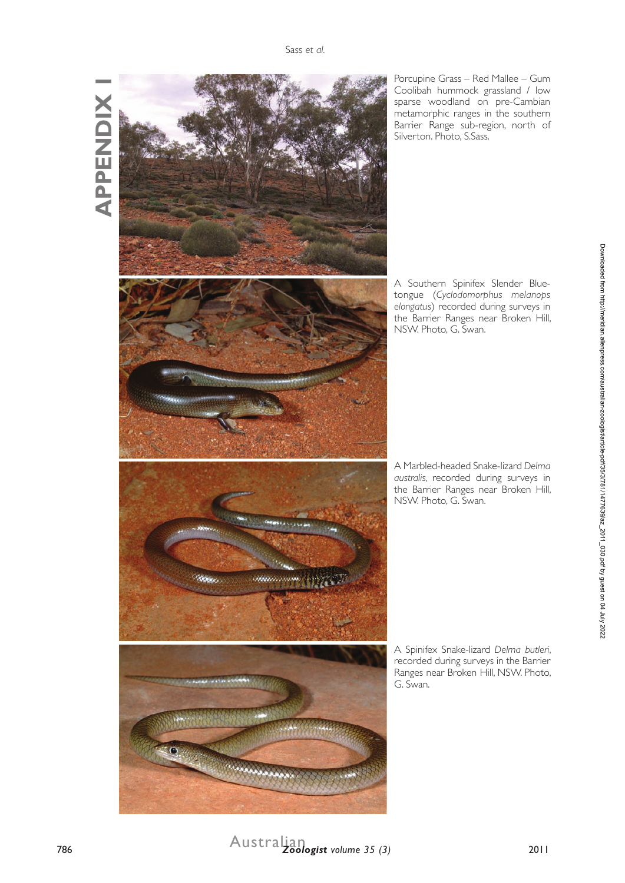# APPENDIX I

Porcupine Grass – Red Mallee – Gum Coolibah hummock grassland / low sparse woodland on pre-Cambian metamorphic ranges in the southern Barrier Range sub-region, north of Silverton. Photo, S.Sass.

A Southern Spinifex Slender Blue-tongue (*Cyclodomorphus melanops elongatus*) recorded during surveys in the Barrier Ranges near Broken Hill, NSW. Photo, G. Swan.

A Marbled-headed Snake-lizard *Delma australis*, recorded during surveys in the Barrier Ranges near Broken Hill, NSW. Photo, G. Swan.

A Spinifex Snake-lizard *Delma butleri*, recorded during surveys in the Barrier Ranges near Broken Hill, NSW. Photo, G. Swan.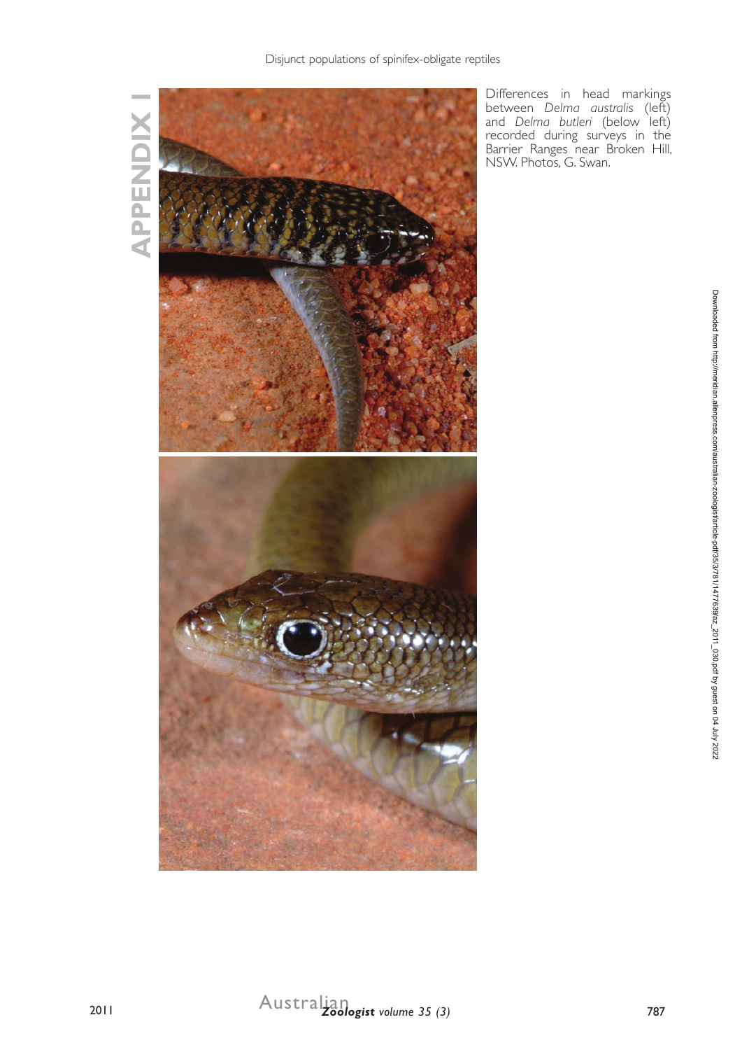# APPENDIX I

Differences in head markings between *Delma australis* (left) and *Delma butleri* (below left) recorded during surveys in the Barrier Ranges near Broken Hill, NSW. Photos, G. Swan.